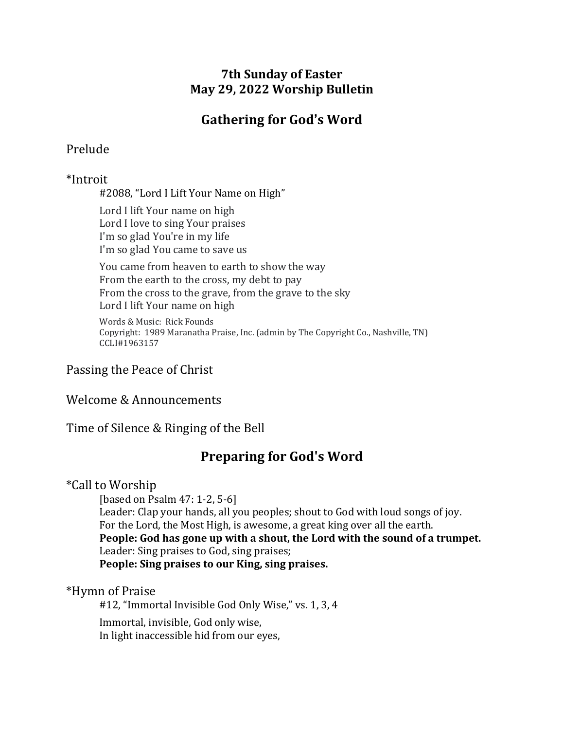**7th Sunday of Easter**
**May 29, 2022 Worship Bulletin**

## Gathering for God's Word

### Prelude

### *Introit

#2088, "Lord I Lift Your Name on High"

Lord I lift Your name on high
Lord I love to sing Your praises
I'm so glad You're in my life
I'm so glad You came to save us

You came from heaven to earth to show the way
From the earth to the cross, my debt to pay
From the cross to the grave, from the grave to the sky
Lord I lift Your name on high

Words & Music: Rick Founds
Copyright: 1989 Maranatha Praise, Inc. (admin by The Copyright Co., Nashville, TN)
CCLI#1963157

### Passing the Peace of Christ

### Welcome & Announcements

### Time of Silence & Ringing of the Bell

## Preparing for God's Word

### *Call to Worship

[based on Psalm 47: 1-2, 5-6]
Leader: Clap your hands, all you peoples; shout to God with loud songs of joy.
For the Lord, the Most High, is awesome, a great king over all the earth.
**People: God has gone up with a shout, the Lord with the sound of a trumpet.**
Leader: Sing praises to God, sing praises;
**People: Sing praises to our King, sing praises.**

### *Hymn of Praise

#12, "Immortal Invisible God Only Wise," vs. 1, 3, 4

Immortal, invisible, God only wise,
In light inaccessible hid from our eyes,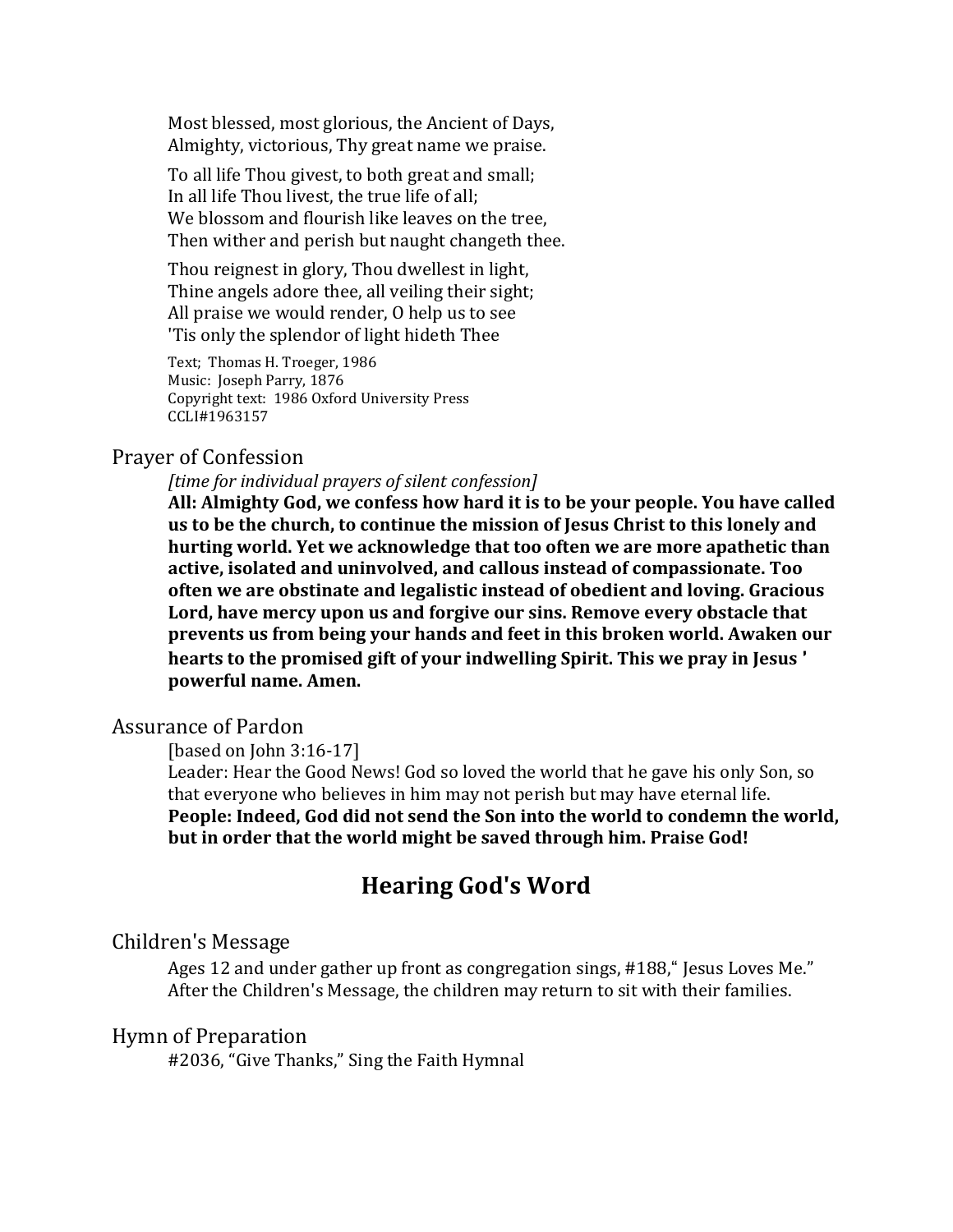Most blessed, most glorious, the Ancient of Days,
Almighty, victorious, Thy great name we praise.

To all life Thou givest, to both great and small;
In all life Thou livest, the true life of all;
We blossom and flourish like leaves on the tree,
Then wither and perish but naught changeth thee.

Thou reignest in glory, Thou dwellest in light,
Thine angels adore thee, all veiling their sight;
All praise we would render, O help us to see
'Tis only the splendor of light hideth Thee

Text; Thomas H. Troeger, 1986
Music: Joseph Parry, 1876
Copyright text: 1986 Oxford University Press
CCLI#1963157

## Prayer of Confession

*[time for individual prayers of silent confession]*

**All: Almighty God, we confess how hard it is to be your people. You have called us to be the church, to continue the mission of Jesus Christ to this lonely and hurting world. Yet we acknowledge that too often we are more apathetic than active, isolated and uninvolved, and callous instead of compassionate. Too often we are obstinate and legalistic instead of obedient and loving. Gracious Lord, have mercy upon us and forgive our sins. Remove every obstacle that prevents us from being your hands and feet in this broken world. Awaken our hearts to the promised gift of your indwelling Spirit. This we pray in Jesus ' powerful name. Amen.**

## Assurance of Pardon

[based on John 3:16-17]

Leader: Hear the Good News! God so loved the world that he gave his only Son, so that everyone who believes in him may not perish but may have eternal life.

**People: Indeed, God did not send the Son into the world to condemn the world, but in order that the world might be saved through him. Praise God!**

# Hearing God's Word

## Children's Message

Ages 12 and under gather up front as congregation sings, #188," Jesus Loves Me."
After the Children's Message, the children may return to sit with their families.

## Hymn of Preparation

#2036, "Give Thanks," Sing the Faith Hymnal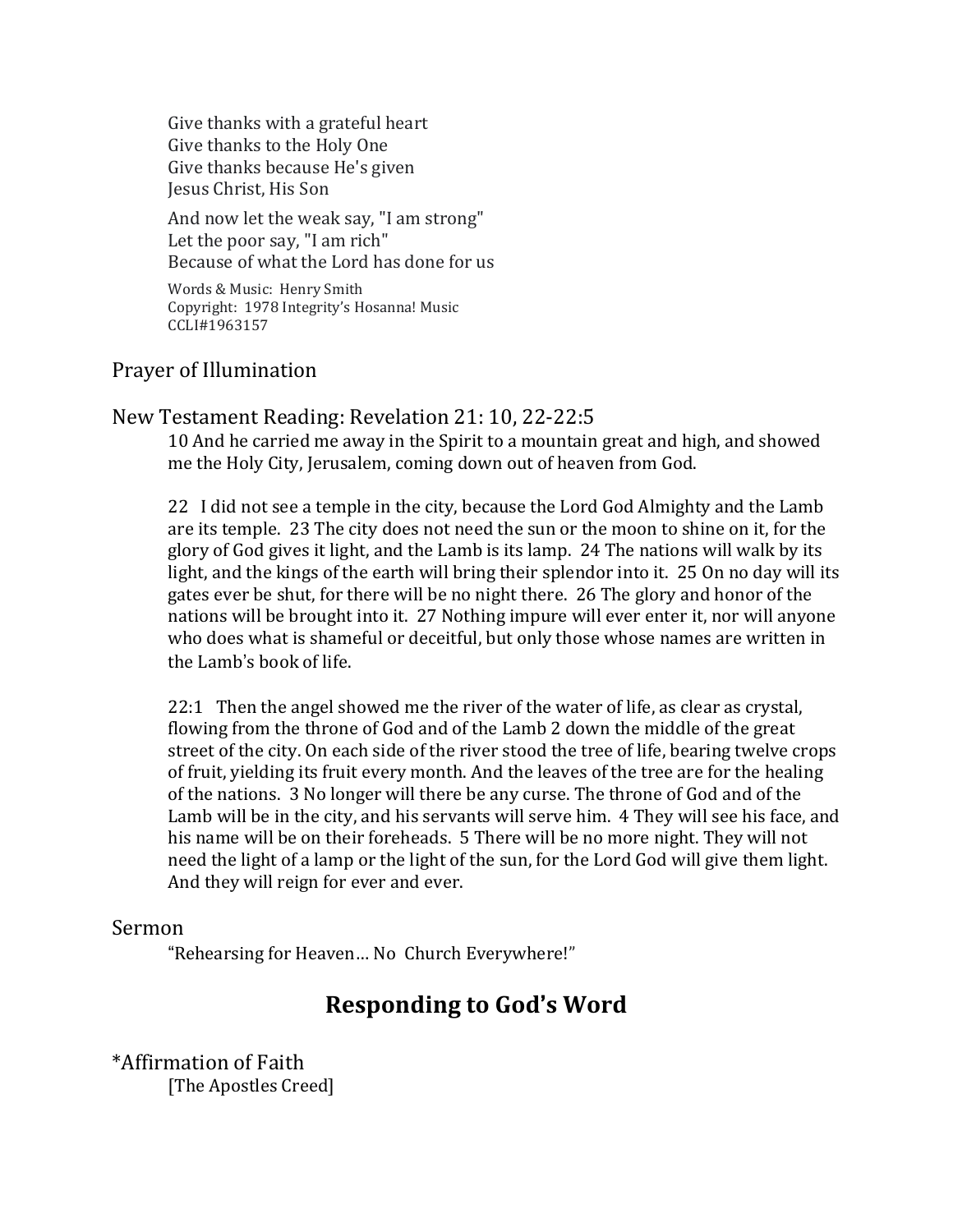Give thanks with a grateful heart
Give thanks to the Holy One
Give thanks because He's given
Jesus Christ, His Son

And now let the weak say, "I am strong"
Let the poor say, "I am rich"
Because of what the Lord has done for us

Words & Music: Henry Smith
Copyright: 1978 Integrity's Hosanna! Music
CCLI#1963157

## Prayer of Illumination

## New Testament Reading: Revelation 21: 10, 22-22:5

10 And he carried me away in the Spirit to a mountain great and high, and showed me the Holy City, Jerusalem, coming down out of heaven from God.

22 I did not see a temple in the city, because the Lord God Almighty and the Lamb are its temple. 23 The city does not need the sun or the moon to shine on it, for the glory of God gives it light, and the Lamb is its lamp. 24 The nations will walk by its light, and the kings of the earth will bring their splendor into it. 25 On no day will its gates ever be shut, for there will be no night there. 26 The glory and honor of the nations will be brought into it. 27 Nothing impure will ever enter it, nor will anyone who does what is shameful or deceitful, but only those whose names are written in the Lamb's book of life.

22:1 Then the angel showed me the river of the water of life, as clear as crystal, flowing from the throne of God and of the Lamb 2 down the middle of the great street of the city. On each side of the river stood the tree of life, bearing twelve crops of fruit, yielding its fruit every month. And the leaves of the tree are for the healing of the nations. 3 No longer will there be any curse. The throne of God and of the Lamb will be in the city, and his servants will serve him. 4 They will see his face, and his name will be on their foreheads. 5 There will be no more night. They will not need the light of a lamp or the light of the sun, for the Lord God will give them light. And they will reign for ever and ever.

## Sermon

"Rehearsing for Heaven… No Church Everywhere!"

# Responding to God's Word

## *Affirmation of Faith

[The Apostles Creed]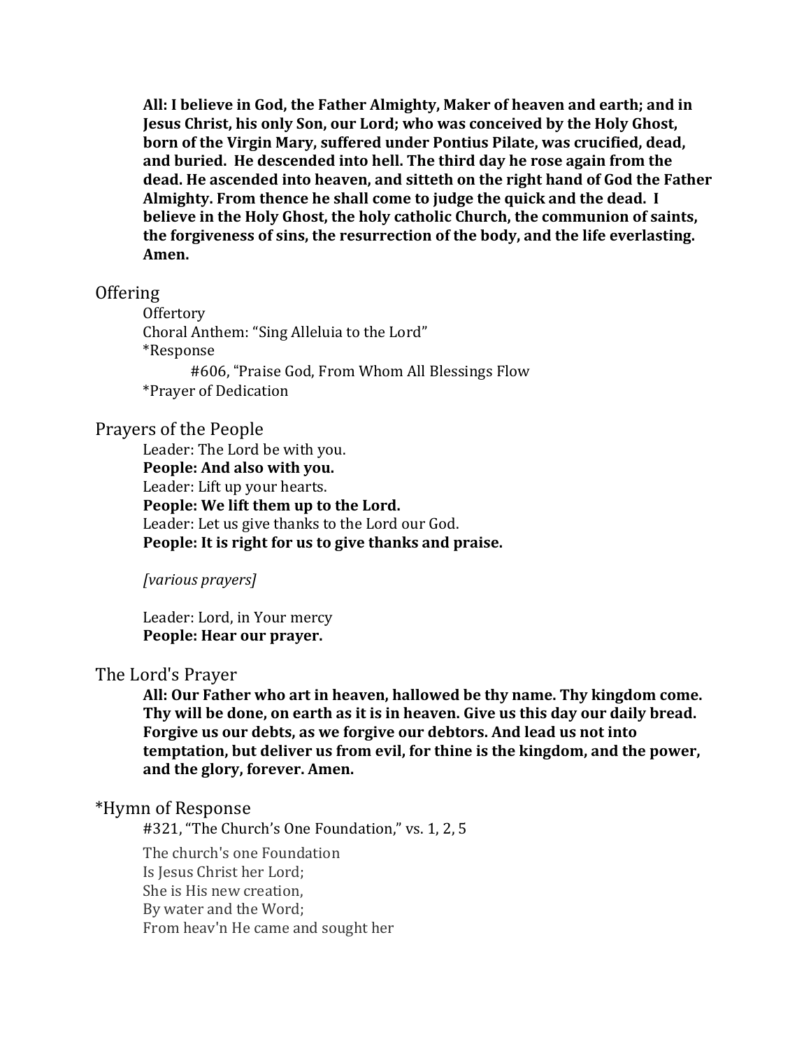**All: I believe in God, the Father Almighty, Maker of heaven and earth; and in Jesus Christ, his only Son, our Lord; who was conceived by the Holy Ghost, born of the Virgin Mary, suffered under Pontius Pilate, was crucified, dead, and buried. He descended into hell. The third day he rose again from the dead. He ascended into heaven, and sitteth on the right hand of God the Father Almighty. From thence he shall come to judge the quick and the dead. I believe in the Holy Ghost, the holy catholic Church, the communion of saints, the forgiveness of sins, the resurrection of the body, and the life everlasting. Amen.**

## Offering

Offertory
Choral Anthem: "Sing Alleluia to the Lord"
*Response
#606, "Praise God, From Whom All Blessings Flow
*Prayer of Dedication

## Prayers of the People

Leader: The Lord be with you.
**People: And also with you.**
Leader: Lift up your hearts.
**People: We lift them up to the Lord.**
Leader: Let us give thanks to the Lord our God.
**People: It is right for us to give thanks and praise.**

*[various prayers]*

Leader: Lord, in Your mercy
**People: Hear our prayer.**

## The Lord's Prayer

**All: Our Father who art in heaven, hallowed be thy name. Thy kingdom come. Thy will be done, on earth as it is in heaven. Give us this day our daily bread. Forgive us our debts, as we forgive our debtors. And lead us not into temptation, but deliver us from evil, for thine is the kingdom, and the power, and the glory, forever. Amen.**

## *Hymn of Response

#321, "The Church's One Foundation," vs. 1, 2, 5

The church's one Foundation
Is Jesus Christ her Lord;
She is His new creation,
By water and the Word;
From heav'n He came and sought her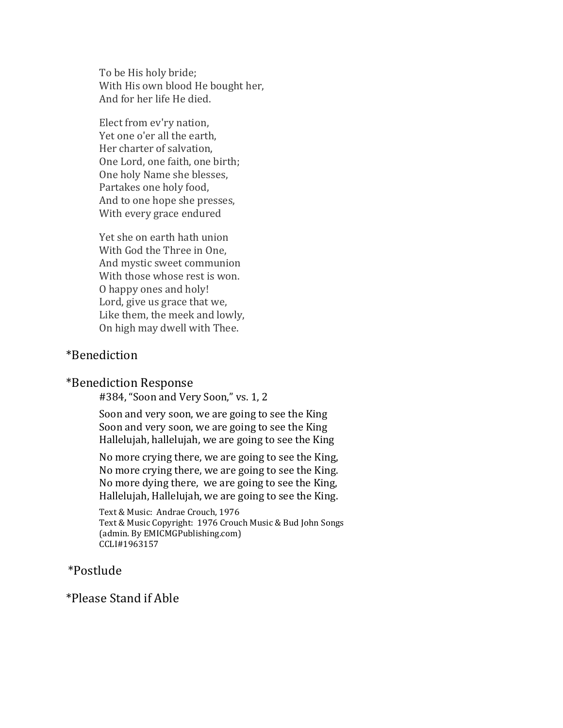To be His holy bride;
With His own blood He bought her,
And for her life He died.

Elect from ev'ry nation,
Yet one o'er all the earth,
Her charter of salvation,
One Lord, one faith, one birth;
One holy Name she blesses,
Partakes one holy food,
And to one hope she presses,
With every grace endured

Yet she on earth hath union
With God the Three in One,
And mystic sweet communion
With those whose rest is won.
O happy ones and holy!
Lord, give us grace that we,
Like them, the meek and lowly,
On high may dwell with Thee.

## *Benediction

## *Benediction Response

#384, "Soon and Very Soon," vs. 1, 2

Soon and very soon, we are going to see the King
Soon and very soon, we are going to see the King
Hallelujah, hallelujah, we are going to see the King

No more crying there, we are going to see the King,
No more crying there, we are going to see the King.
No more dying there, we are going to see the King,
Hallelujah, Hallelujah, we are going to see the King.

Text & Music: Andrae Crouch, 1976
Text & Music Copyright: 1976 Crouch Music & Bud John Songs (admin. By EMICMGPublishing.com)
CCLI#1963157

## *Postlude

*Please Stand if Able